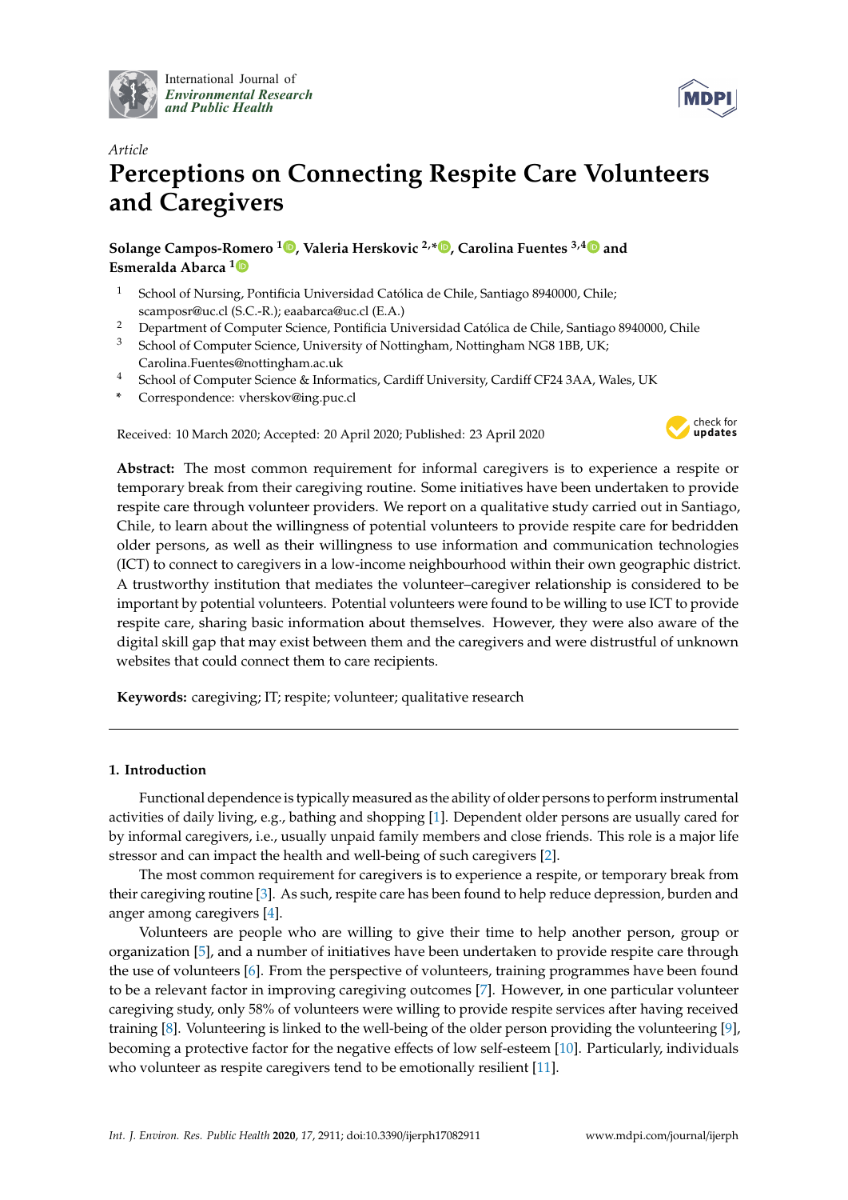*Article*

# Perceptions on Connecting Respite Care Volunteers and Caregivers

**Solange Campos-Romero [1], Valeria Herskovic [2,*], Carolina Fuentes [3,4] and Esmeralda Abarca [1]**

1. School of Nursing, Pontificia Universidad Católica de Chile, Santiago 8940000, Chile; scamposr@uc.cl (S.C.-R.); eaabarca@uc.cl (E.A.)
2. Department of Computer Science, Pontificia Universidad Católica de Chile, Santiago 8940000, Chile
3. School of Computer Science, University of Nottingham, Nottingham NG8 1BB, UK; Carolina.Fuentes@nottingham.ac.uk
4. School of Computer Science & Informatics, Cardiff University, Cardiff CF24 3AA, Wales, UK

\* Correspondence: vherskov@ing.puc.cl

Received: 10 March 2020; Accepted: 20 April 2020; Published: 23 April 2020

**Abstract:** The most common requirement for informal caregivers is to experience a respite or temporary break from their caregiving routine. Some initiatives have been undertaken to provide respite care through volunteer providers. We report on a qualitative study carried out in Santiago, Chile, to learn about the willingness of potential volunteers to provide respite care for bedridden older persons, as well as their willingness to use information and communication technologies (ICT) to connect to caregivers in a low-income neighbourhood within their own geographic district. A trustworthy institution that mediates the volunteer–caregiver relationship is considered to be important by potential volunteers. Potential volunteers were found to be willing to use ICT to provide respite care, sharing basic information about themselves. However, they were also aware of the digital skill gap that may exist between them and the caregivers and were distrustful of unknown websites that could connect them to care recipients.

**Keywords:** caregiving; IT; respite; volunteer; qualitative research

## 1. Introduction

Functional dependence is typically measured as the ability of older persons to perform instrumental activities of daily living, e.g., bathing and shopping [1]. Dependent older persons are usually cared for by informal caregivers, i.e., usually unpaid family members and close friends. This role is a major life stressor and can impact the health and well-being of such caregivers [2].

The most common requirement for caregivers is to experience a respite, or temporary break from their caregiving routine [3]. As such, respite care has been found to help reduce depression, burden and anger among caregivers [4].

Volunteers are people who are willing to give their time to help another person, group or organization [5], and a number of initiatives have been undertaken to provide respite care through the use of volunteers [6]. From the perspective of volunteers, training programmes have been found to be a relevant factor in improving caregiving outcomes [7]. However, in one particular volunteer caregiving study, only 58% of volunteers were willing to provide respite services after having received training [8]. Volunteering is linked to the well-being of the older person providing the volunteering [9], becoming a protective factor for the negative effects of low self-esteem [10]. Particularly, individuals who volunteer as respite caregivers tend to be emotionally resilient [11].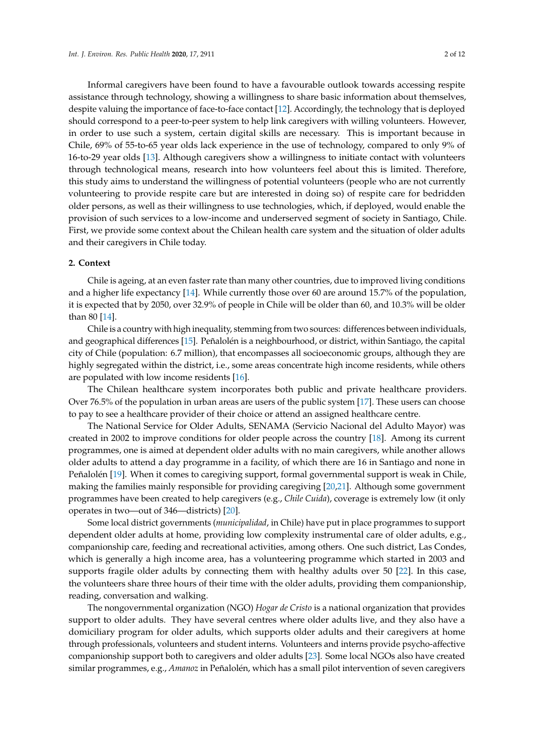Informal caregivers have been found to have a favourable outlook towards accessing respite assistance through technology, showing a willingness to share basic information about themselves, despite valuing the importance of face-to-face contact [12]. Accordingly, the technology that is deployed should correspond to a peer-to-peer system to help link caregivers with willing volunteers. However, in order to use such a system, certain digital skills are necessary. This is important because in Chile, 69% of 55-to-65 year olds lack experience in the use of technology, compared to only 9% of 16-to-29 year olds [13]. Although caregivers show a willingness to initiate contact with volunteers through technological means, research into how volunteers feel about this is limited. Therefore, this study aims to understand the willingness of potential volunteers (people who are not currently volunteering to provide respite care but are interested in doing so) of respite care for bedridden older persons, as well as their willingness to use technologies, which, if deployed, would enable the provision of such services to a low-income and underserved segment of society in Santiago, Chile. First, we provide some context about the Chilean health care system and the situation of older adults and their caregivers in Chile today.

## 2. Context

Chile is ageing, at an even faster rate than many other countries, due to improved living conditions and a higher life expectancy [14]. While currently those over 60 are around 15.7% of the population, it is expected that by 2050, over 32.9% of people in Chile will be older than 60, and 10.3% will be older than 80 [14].

Chile is a country with high inequality, stemming from two sources: differences between individuals, and geographical differences [15]. Peñalolén is a neighbourhood, or district, within Santiago, the capital city of Chile (population: 6.7 million), that encompasses all socioeconomic groups, although they are highly segregated within the district, i.e., some areas concentrate high income residents, while others are populated with low income residents [16].

The Chilean healthcare system incorporates both public and private healthcare providers. Over 76.5% of the population in urban areas are users of the public system [17]. These users can choose to pay to see a healthcare provider of their choice or attend an assigned healthcare centre.

The National Service for Older Adults, SENAMA (Servicio Nacional del Adulto Mayor) was created in 2002 to improve conditions for older people across the country [18]. Among its current programmes, one is aimed at dependent older adults with no main caregivers, while another allows older adults to attend a day programme in a facility, of which there are 16 in Santiago and none in Peñalolén [19]. When it comes to caregiving support, formal governmental support is weak in Chile, making the families mainly responsible for providing caregiving [20,21]. Although some government programmes have been created to help caregivers (e.g., *Chile Cuida*), coverage is extremely low (it only operates in two—out of 346—districts) [20].

Some local district governments (*municipalidad*, in Chile) have put in place programmes to support dependent older adults at home, providing low complexity instrumental care of older adults, e.g., companionship care, feeding and recreational activities, among others. One such district, Las Condes, which is generally a high income area, has a volunteering programme which started in 2003 and supports fragile older adults by connecting them with healthy adults over 50 [22]. In this case, the volunteers share three hours of their time with the older adults, providing them companionship, reading, conversation and walking.

The nongovernmental organization (NGO) *Hogar de Cristo* is a national organization that provides support to older adults. They have several centres where older adults live, and they also have a domiciliary program for older adults, which supports older adults and their caregivers at home through professionals, volunteers and student interns. Volunteers and interns provide psycho-affective companionship support both to caregivers and older adults [23]. Some local NGOs also have created similar programmes, e.g., *Amanoz* in Peñalolén, which has a small pilot intervention of seven caregivers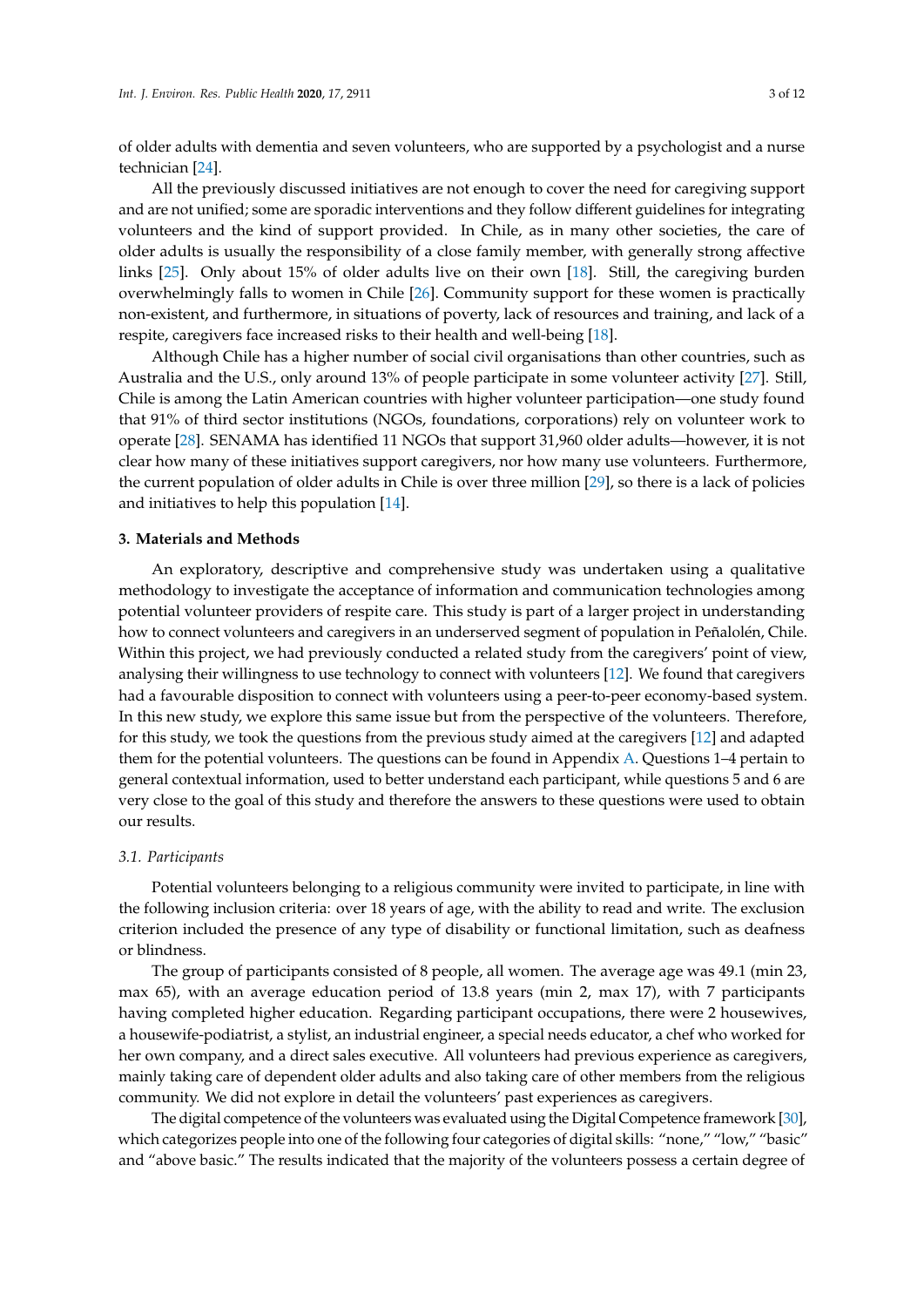of older adults with dementia and seven volunteers, who are supported by a psychologist and a nurse technician [24].

All the previously discussed initiatives are not enough to cover the need for caregiving support and are not unified; some are sporadic interventions and they follow different guidelines for integrating volunteers and the kind of support provided. In Chile, as in many other societies, the care of older adults is usually the responsibility of a close family member, with generally strong affective links [25]. Only about 15% of older adults live on their own [18]. Still, the caregiving burden overwhelmingly falls to women in Chile [26]. Community support for these women is practically non-existent, and furthermore, in situations of poverty, lack of resources and training, and lack of a respite, caregivers face increased risks to their health and well-being [18].

Although Chile has a higher number of social civil organisations than other countries, such as Australia and the U.S., only around 13% of people participate in some volunteer activity [27]. Still, Chile is among the Latin American countries with higher volunteer participation—one study found that 91% of third sector institutions (NGOs, foundations, corporations) rely on volunteer work to operate [28]. SENAMA has identified 11 NGOs that support 31,960 older adults—however, it is not clear how many of these initiatives support caregivers, nor how many use volunteers. Furthermore, the current population of older adults in Chile is over three million [29], so there is a lack of policies and initiatives to help this population [14].

## 3. Materials and Methods

An exploratory, descriptive and comprehensive study was undertaken using a qualitative methodology to investigate the acceptance of information and communication technologies among potential volunteer providers of respite care. This study is part of a larger project in understanding how to connect volunteers and caregivers in an underserved segment of population in Peñalolén, Chile. Within this project, we had previously conducted a related study from the caregivers' point of view, analysing their willingness to use technology to connect with volunteers [12]. We found that caregivers had a favourable disposition to connect with volunteers using a peer-to-peer economy-based system. In this new study, we explore this same issue but from the perspective of the volunteers. Therefore, for this study, we took the questions from the previous study aimed at the caregivers [12] and adapted them for the potential volunteers. The questions can be found in Appendix A. Questions 1–4 pertain to general contextual information, used to better understand each participant, while questions 5 and 6 are very close to the goal of this study and therefore the answers to these questions were used to obtain our results.

### 3.1. Participants

Potential volunteers belonging to a religious community were invited to participate, in line with the following inclusion criteria: over 18 years of age, with the ability to read and write. The exclusion criterion included the presence of any type of disability or functional limitation, such as deafness or blindness.

The group of participants consisted of 8 people, all women. The average age was 49.1 (min 23, max 65), with an average education period of 13.8 years (min 2, max 17), with 7 participants having completed higher education. Regarding participant occupations, there were 2 housewives, a housewife-podiatrist, a stylist, an industrial engineer, a special needs educator, a chef who worked for her own company, and a direct sales executive. All volunteers had previous experience as caregivers, mainly taking care of dependent older adults and also taking care of other members from the religious community. We did not explore in detail the volunteers' past experiences as caregivers.

The digital competence of the volunteers was evaluated using the Digital Competence framework [30], which categorizes people into one of the following four categories of digital skills: "none," "low," "basic" and "above basic." The results indicated that the majority of the volunteers possess a certain degree of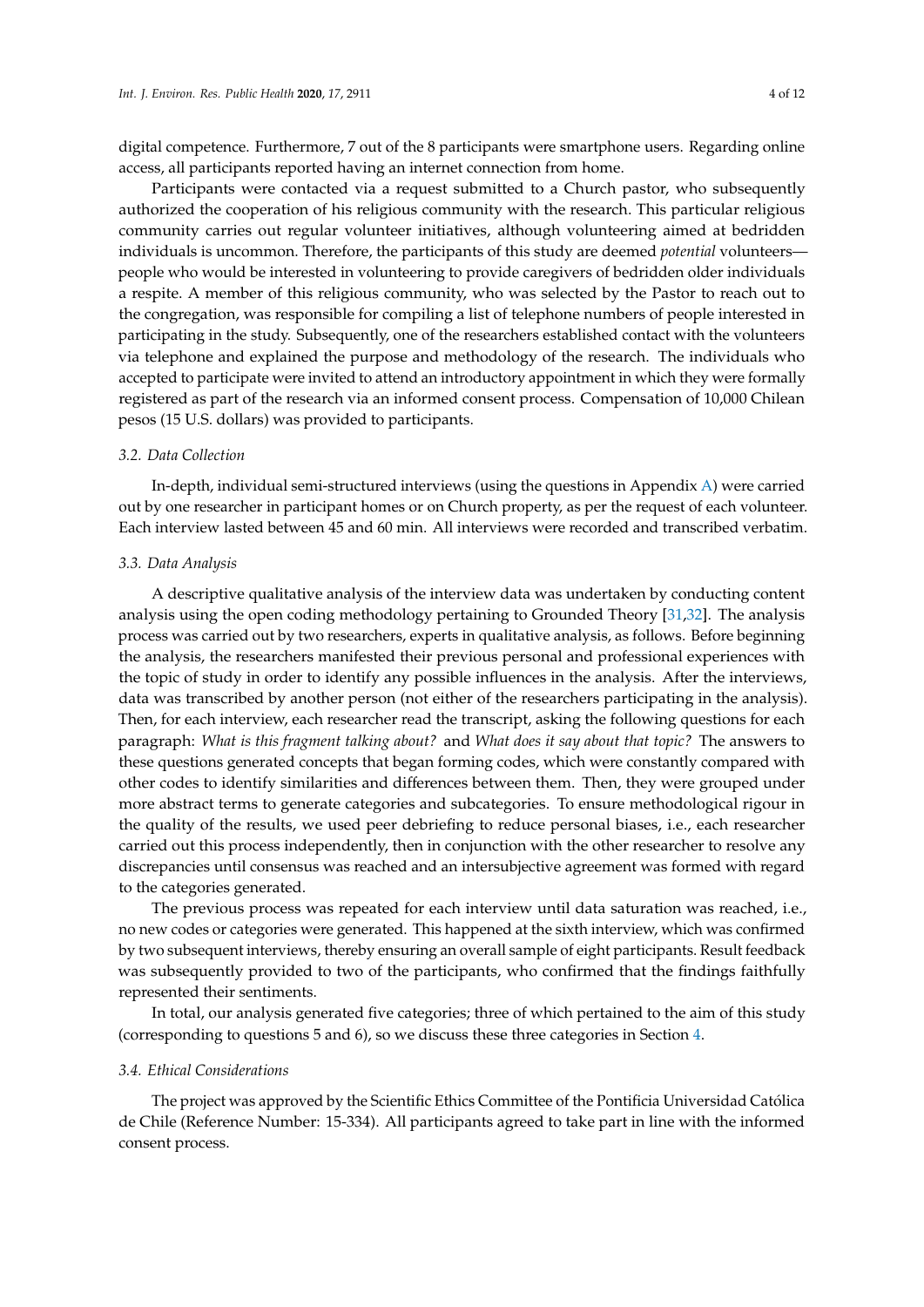digital competence. Furthermore, 7 out of the 8 participants were smartphone users. Regarding online access, all participants reported having an internet connection from home.

Participants were contacted via a request submitted to a Church pastor, who subsequently authorized the cooperation of his religious community with the research. This particular religious community carries out regular volunteer initiatives, although volunteering aimed at bedridden individuals is uncommon. Therefore, the participants of this study are deemed *potential* volunteers—people who would be interested in volunteering to provide caregivers of bedridden older individuals a respite. A member of this religious community, who was selected by the Pastor to reach out to the congregation, was responsible for compiling a list of telephone numbers of people interested in participating in the study. Subsequently, one of the researchers established contact with the volunteers via telephone and explained the purpose and methodology of the research. The individuals who accepted to participate were invited to attend an introductory appointment in which they were formally registered as part of the research via an informed consent process. Compensation of 10,000 Chilean pesos (15 U.S. dollars) was provided to participants.

### 3.2. Data Collection

In-depth, individual semi-structured interviews (using the questions in Appendix A) were carried out by one researcher in participant homes or on Church property, as per the request of each volunteer. Each interview lasted between 45 and 60 min. All interviews were recorded and transcribed verbatim.

### 3.3. Data Analysis

A descriptive qualitative analysis of the interview data was undertaken by conducting content analysis using the open coding methodology pertaining to Grounded Theory [31,32]. The analysis process was carried out by two researchers, experts in qualitative analysis, as follows. Before beginning the analysis, the researchers manifested their previous personal and professional experiences with the topic of study in order to identify any possible influences in the analysis. After the interviews, data was transcribed by another person (not either of the researchers participating in the analysis). Then, for each interview, each researcher read the transcript, asking the following questions for each paragraph: *What is this fragment talking about?* and *What does it say about that topic?* The answers to these questions generated concepts that began forming codes, which were constantly compared with other codes to identify similarities and differences between them. Then, they were grouped under more abstract terms to generate categories and subcategories. To ensure methodological rigour in the quality of the results, we used peer debriefing to reduce personal biases, i.e., each researcher carried out this process independently, then in conjunction with the other researcher to resolve any discrepancies until consensus was reached and an intersubjective agreement was formed with regard to the categories generated.

The previous process was repeated for each interview until data saturation was reached, i.e., no new codes or categories were generated. This happened at the sixth interview, which was confirmed by two subsequent interviews, thereby ensuring an overall sample of eight participants. Result feedback was subsequently provided to two of the participants, who confirmed that the findings faithfully represented their sentiments.

In total, our analysis generated five categories; three of which pertained to the aim of this study (corresponding to questions 5 and 6), so we discuss these three categories in Section 4.

### 3.4. Ethical Considerations

The project was approved by the Scientific Ethics Committee of the Pontificia Universidad Católica de Chile (Reference Number: 15-334). All participants agreed to take part in line with the informed consent process.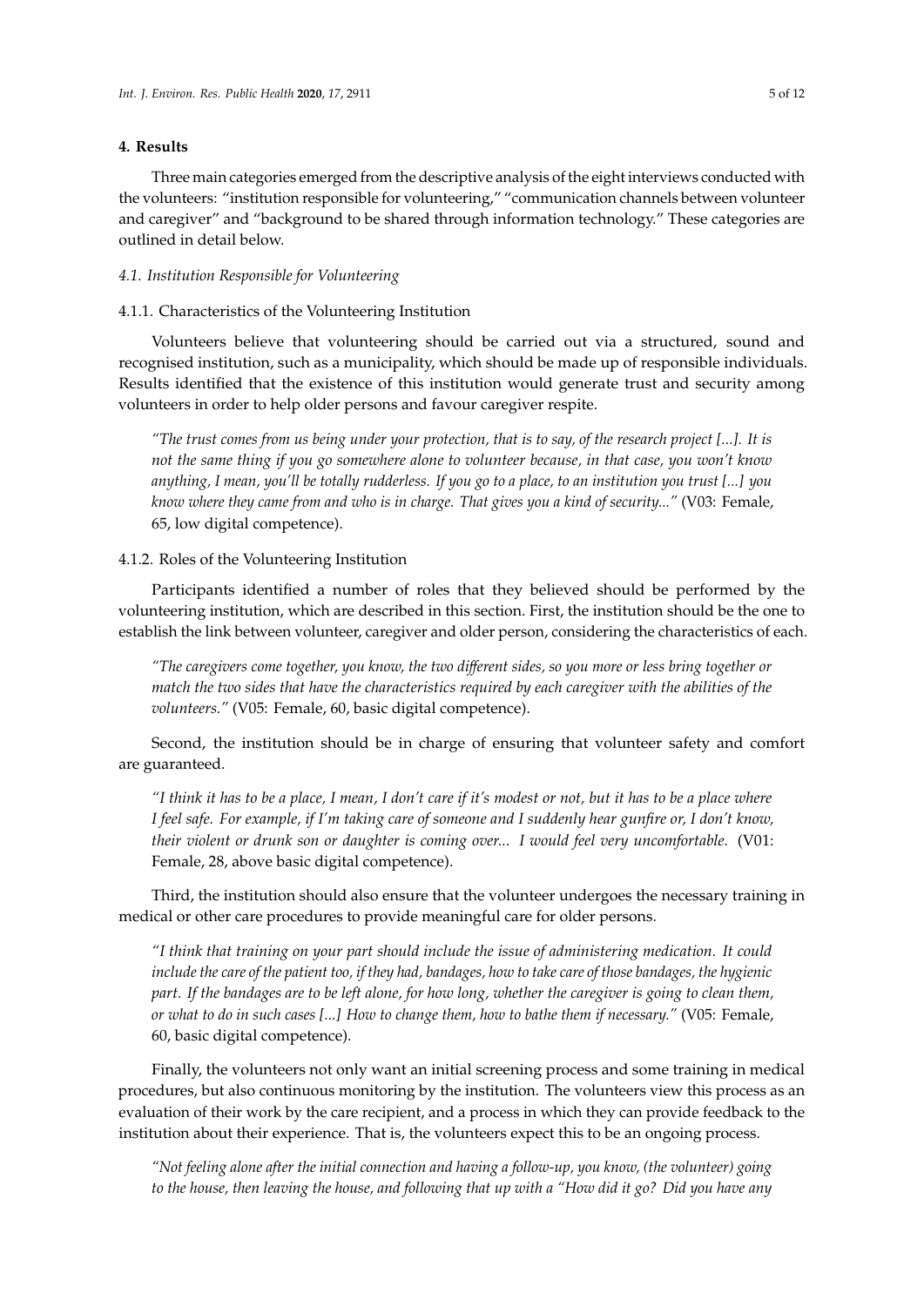## 4. Results

Three main categories emerged from the descriptive analysis of the eight interviews conducted with the volunteers: "institution responsible for volunteering," "communication channels between volunteer and caregiver" and "background to be shared through information technology." These categories are outlined in detail below.

### 4.1. Institution Responsible for Volunteering

#### 4.1.1. Characteristics of the Volunteering Institution

Volunteers believe that volunteering should be carried out via a structured, sound and recognised institution, such as a municipality, which should be made up of responsible individuals. Results identified that the existence of this institution would generate trust and security among volunteers in order to help older persons and favour caregiver respite.

> *"The trust comes from us being under your protection, that is to say, of the research project [...]. It is not the same thing if you go somewhere alone to volunteer because, in that case, you won't know anything, I mean, you'll be totally rudderless. If you go to a place, to an institution you trust [...] you know where they came from and who is in charge. That gives you a kind of security..."* (V03: Female, 65, low digital competence).

#### 4.1.2. Roles of the Volunteering Institution

Participants identified a number of roles that they believed should be performed by the volunteering institution, which are described in this section. First, the institution should be the one to establish the link between volunteer, caregiver and older person, considering the characteristics of each.

> *"The caregivers come together, you know, the two different sides, so you more or less bring together or match the two sides that have the characteristics required by each caregiver with the abilities of the volunteers."* (V05: Female, 60, basic digital competence).

Second, the institution should be in charge of ensuring that volunteer safety and comfort are guaranteed.

> *"I think it has to be a place, I mean, I don't care if it's modest or not, but it has to be a place where I feel safe. For example, if I'm taking care of someone and I suddenly hear gunfire or, I don't know, their violent or drunk son or daughter is coming over... I would feel very uncomfortable.* (V01: Female, 28, above basic digital competence).

Third, the institution should also ensure that the volunteer undergoes the necessary training in medical or other care procedures to provide meaningful care for older persons.

> *"I think that training on your part should include the issue of administering medication. It could include the care of the patient too, if they had, bandages, how to take care of those bandages, the hygienic part. If the bandages are to be left alone, for how long, whether the caregiver is going to clean them, or what to do in such cases [...] How to change them, how to bathe them if necessary."* (V05: Female, 60, basic digital competence).

Finally, the volunteers not only want an initial screening process and some training in medical procedures, but also continuous monitoring by the institution. The volunteers view this process as an evaluation of their work by the care recipient, and a process in which they can provide feedback to the institution about their experience. That is, the volunteers expect this to be an ongoing process.

> *"Not feeling alone after the initial connection and having a follow-up, you know, (the volunteer) going to the house, then leaving the house, and following that up with a "How did it go? Did you have any*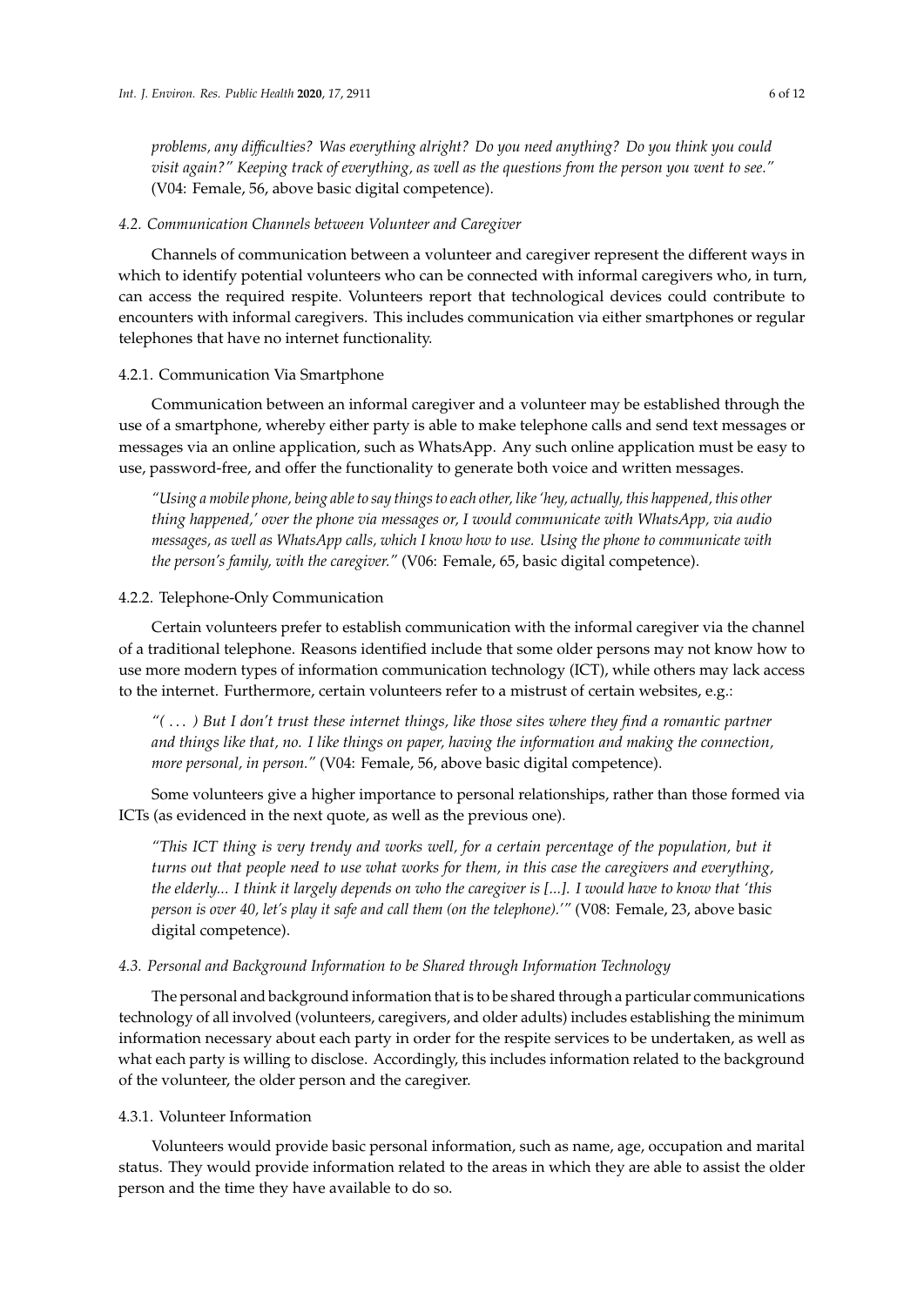*problems, any difficulties? Was everything alright? Do you need anything? Do you think you could visit again?" Keeping track of everything, as well as the questions from the person you went to see."* (V04: Female, 56, above basic digital competence).

### *4.2. Communication Channels between Volunteer and Caregiver*

Channels of communication between a volunteer and caregiver represent the different ways in which to identify potential volunteers who can be connected with informal caregivers who, in turn, can access the required respite. Volunteers report that technological devices could contribute to encounters with informal caregivers. This includes communication via either smartphones or regular telephones that have no internet functionality.

#### 4.2.1. Communication Via Smartphone

Communication between an informal caregiver and a volunteer may be established through the use of a smartphone, whereby either party is able to make telephone calls and send text messages or messages via an online application, such as WhatsApp. Any such online application must be easy to use, password-free, and offer the functionality to generate both voice and written messages.

> *"Using a mobile phone, being able to say things to each other, like 'hey, actually, this happened, this other thing happened,' over the phone via messages or, I would communicate with WhatsApp, via audio messages, as well as WhatsApp calls, which I know how to use. Using the phone to communicate with the person's family, with the caregiver."* (V06: Female, 65, basic digital competence).

#### 4.2.2. Telephone-Only Communication

Certain volunteers prefer to establish communication with the informal caregiver via the channel of a traditional telephone. Reasons identified include that some older persons may not know how to use more modern types of information communication technology (ICT), while others may lack access to the internet. Furthermore, certain volunteers refer to a mistrust of certain websites, e.g.:

> *"( ... ) But I don't trust these internet things, like those sites where they find a romantic partner and things like that, no. I like things on paper, having the information and making the connection, more personal, in person."* (V04: Female, 56, above basic digital competence).

Some volunteers give a higher importance to personal relationships, rather than those formed via ICTs (as evidenced in the next quote, as well as the previous one).

> *"This ICT thing is very trendy and works well, for a certain percentage of the population, but it turns out that people need to use what works for them, in this case the caregivers and everything, the elderly... I think it largely depends on who the caregiver is [...]. I would have to know that 'this person is over 40, let's play it safe and call them (on the telephone).'"* (V08: Female, 23, above basic digital competence).

### *4.3. Personal and Background Information to be Shared through Information Technology*

The personal and background information that is to be shared through a particular communications technology of all involved (volunteers, caregivers, and older adults) includes establishing the minimum information necessary about each party in order for the respite services to be undertaken, as well as what each party is willing to disclose. Accordingly, this includes information related to the background of the volunteer, the older person and the caregiver.

#### 4.3.1. Volunteer Information

Volunteers would provide basic personal information, such as name, age, occupation and marital status. They would provide information related to the areas in which they are able to assist the older person and the time they have available to do so.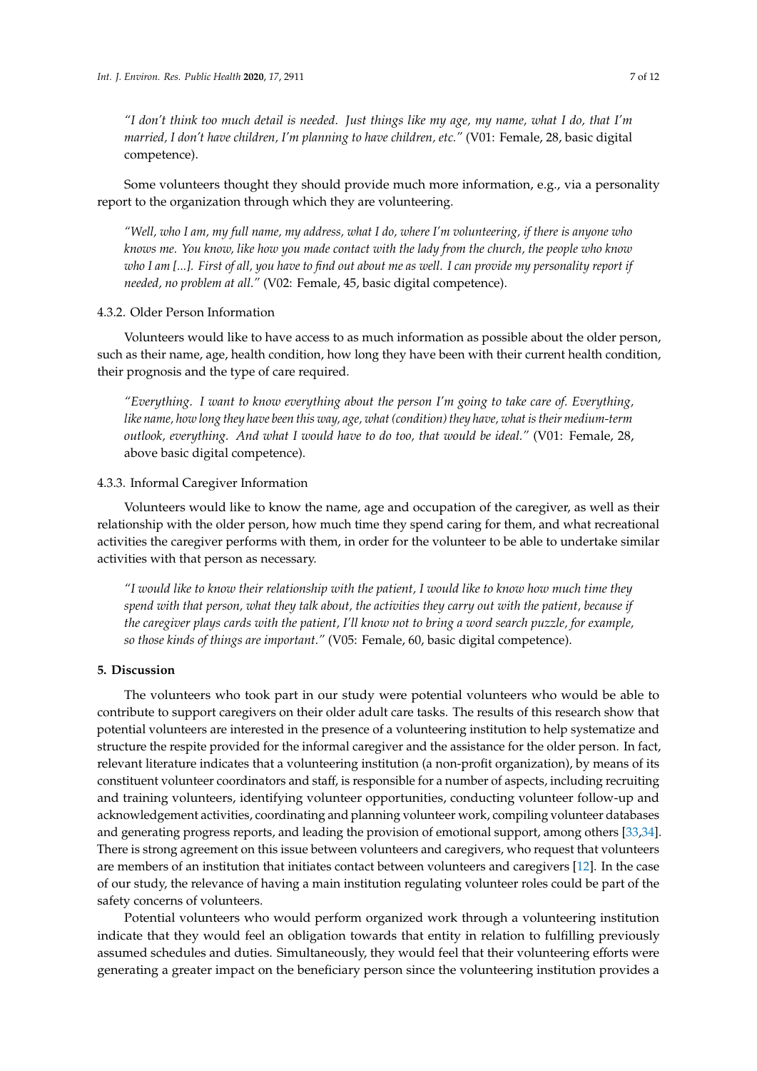*"I don't think too much detail is needed. Just things like my age, my name, what I do, that I'm married, I don't have children, I'm planning to have children, etc."* (V01: Female, 28, basic digital competence).

Some volunteers thought they should provide much more information, e.g., via a personality report to the organization through which they are volunteering.

*"Well, who I am, my full name, my address, what I do, where I'm volunteering, if there is anyone who knows me. You know, like how you made contact with the lady from the church, the people who know who I am [...]. First of all, you have to find out about me as well. I can provide my personality report if needed, no problem at all."* (V02: Female, 45, basic digital competence).

#### 4.3.2. Older Person Information

Volunteers would like to have access to as much information as possible about the older person, such as their name, age, health condition, how long they have been with their current health condition, their prognosis and the type of care required.

*"Everything. I want to know everything about the person I'm going to take care of. Everything, like name, how long they have been this way, age, what (condition) they have, what is their medium-term outlook, everything. And what I would have to do too, that would be ideal."* (V01: Female, 28, above basic digital competence).

#### 4.3.3. Informal Caregiver Information

Volunteers would like to know the name, age and occupation of the caregiver, as well as their relationship with the older person, how much time they spend caring for them, and what recreational activities the caregiver performs with them, in order for the volunteer to be able to undertake similar activities with that person as necessary.

*"I would like to know their relationship with the patient, I would like to know how much time they spend with that person, what they talk about, the activities they carry out with the patient, because if the caregiver plays cards with the patient, I'll know not to bring a word search puzzle, for example, so those kinds of things are important."* (V05: Female, 60, basic digital competence).

## 5. Discussion

The volunteers who took part in our study were potential volunteers who would be able to contribute to support caregivers on their older adult care tasks. The results of this research show that potential volunteers are interested in the presence of a volunteering institution to help systematize and structure the respite provided for the informal caregiver and the assistance for the older person. In fact, relevant literature indicates that a volunteering institution (a non-profit organization), by means of its constituent volunteer coordinators and staff, is responsible for a number of aspects, including recruiting and training volunteers, identifying volunteer opportunities, conducting volunteer follow-up and acknowledgement activities, coordinating and planning volunteer work, compiling volunteer databases and generating progress reports, and leading the provision of emotional support, among others [33,34]. There is strong agreement on this issue between volunteers and caregivers, who request that volunteers are members of an institution that initiates contact between volunteers and caregivers [12]. In the case of our study, the relevance of having a main institution regulating volunteer roles could be part of the safety concerns of volunteers.

Potential volunteers who would perform organized work through a volunteering institution indicate that they would feel an obligation towards that entity in relation to fulfilling previously assumed schedules and duties. Simultaneously, they would feel that their volunteering efforts were generating a greater impact on the beneficiary person since the volunteering institution provides a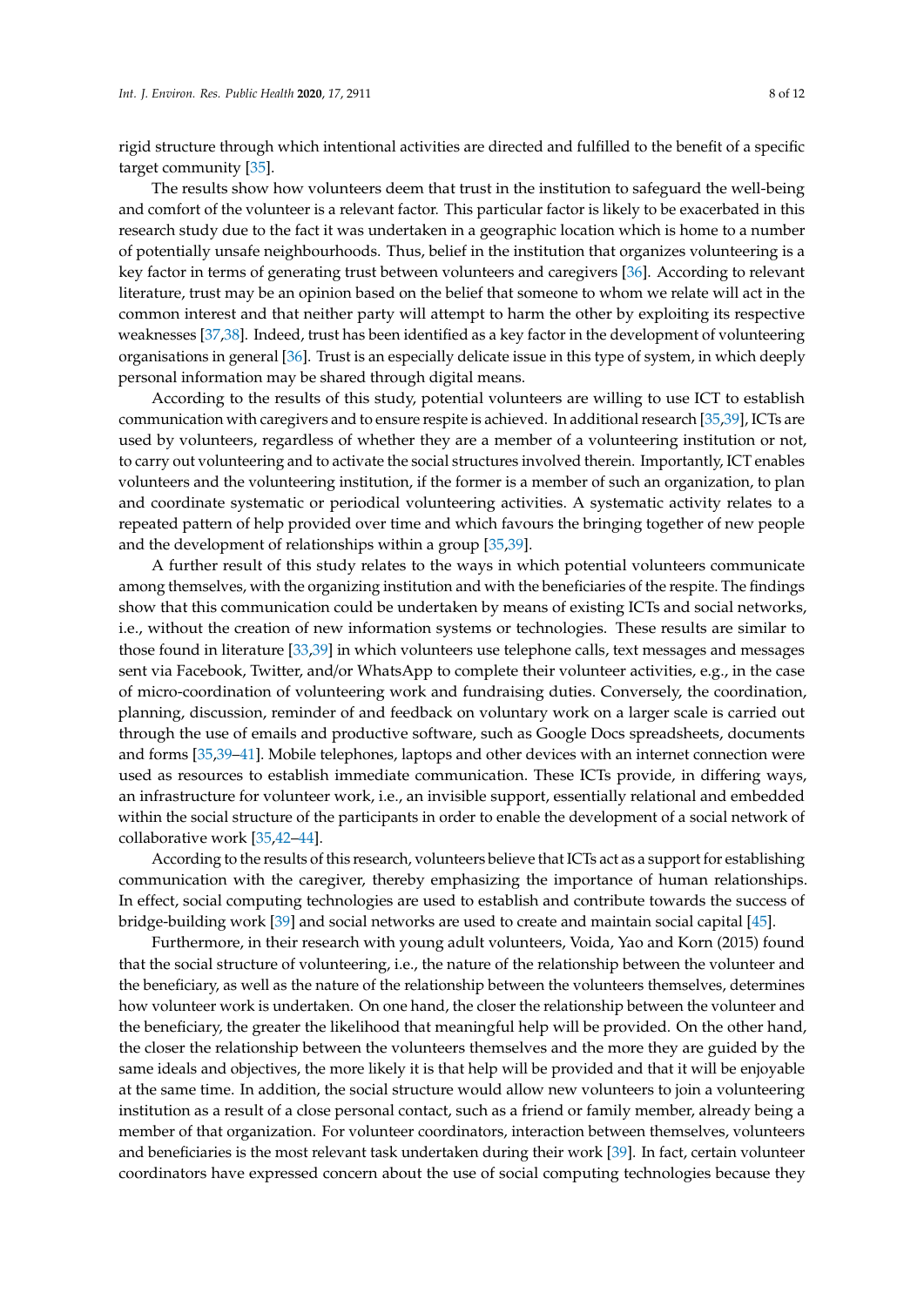rigid structure through which intentional activities are directed and fulfilled to the benefit of a specific target community [35].

The results show how volunteers deem that trust in the institution to safeguard the well-being and comfort of the volunteer is a relevant factor. This particular factor is likely to be exacerbated in this research study due to the fact it was undertaken in a geographic location which is home to a number of potentially unsafe neighbourhoods. Thus, belief in the institution that organizes volunteering is a key factor in terms of generating trust between volunteers and caregivers [36]. According to relevant literature, trust may be an opinion based on the belief that someone to whom we relate will act in the common interest and that neither party will attempt to harm the other by exploiting its respective weaknesses [37,38]. Indeed, trust has been identified as a key factor in the development of volunteering organisations in general [36]. Trust is an especially delicate issue in this type of system, in which deeply personal information may be shared through digital means.

According to the results of this study, potential volunteers are willing to use ICT to establish communication with caregivers and to ensure respite is achieved. In additional research [35,39], ICTs are used by volunteers, regardless of whether they are a member of a volunteering institution or not, to carry out volunteering and to activate the social structures involved therein. Importantly, ICT enables volunteers and the volunteering institution, if the former is a member of such an organization, to plan and coordinate systematic or periodical volunteering activities. A systematic activity relates to a repeated pattern of help provided over time and which favours the bringing together of new people and the development of relationships within a group [35,39].

A further result of this study relates to the ways in which potential volunteers communicate among themselves, with the organizing institution and with the beneficiaries of the respite. The findings show that this communication could be undertaken by means of existing ICTs and social networks, i.e., without the creation of new information systems or technologies. These results are similar to those found in literature [33,39] in which volunteers use telephone calls, text messages and messages sent via Facebook, Twitter, and/or WhatsApp to complete their volunteer activities, e.g., in the case of micro-coordination of volunteering work and fundraising duties. Conversely, the coordination, planning, discussion, reminder of and feedback on voluntary work on a larger scale is carried out through the use of emails and productive software, such as Google Docs spreadsheets, documents and forms [35,39–41]. Mobile telephones, laptops and other devices with an internet connection were used as resources to establish immediate communication. These ICTs provide, in differing ways, an infrastructure for volunteer work, i.e., an invisible support, essentially relational and embedded within the social structure of the participants in order to enable the development of a social network of collaborative work [35,42–44].

According to the results of this research, volunteers believe that ICTs act as a support for establishing communication with the caregiver, thereby emphasizing the importance of human relationships. In effect, social computing technologies are used to establish and contribute towards the success of bridge-building work [39] and social networks are used to create and maintain social capital [45].

Furthermore, in their research with young adult volunteers, Voida, Yao and Korn (2015) found that the social structure of volunteering, i.e., the nature of the relationship between the volunteer and the beneficiary, as well as the nature of the relationship between the volunteers themselves, determines how volunteer work is undertaken. On one hand, the closer the relationship between the volunteer and the beneficiary, the greater the likelihood that meaningful help will be provided. On the other hand, the closer the relationship between the volunteers themselves and the more they are guided by the same ideals and objectives, the more likely it is that help will be provided and that it will be enjoyable at the same time. In addition, the social structure would allow new volunteers to join a volunteering institution as a result of a close personal contact, such as a friend or family member, already being a member of that organization. For volunteer coordinators, interaction between themselves, volunteers and beneficiaries is the most relevant task undertaken during their work [39]. In fact, certain volunteer coordinators have expressed concern about the use of social computing technologies because they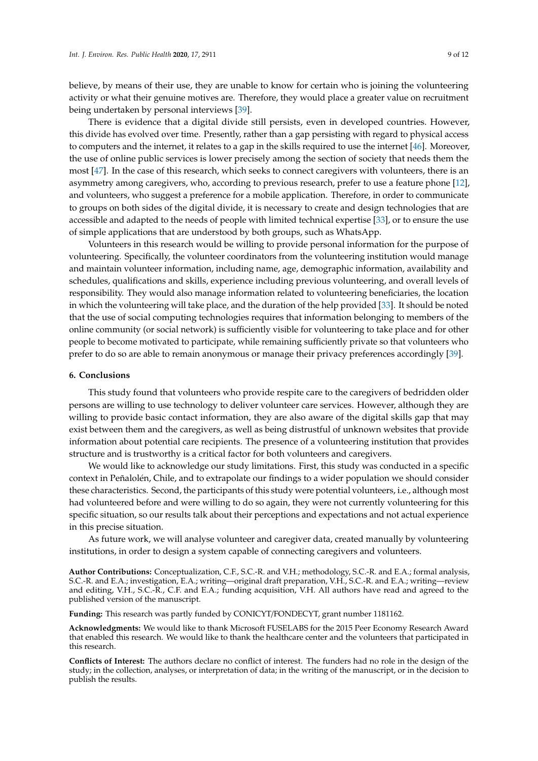believe, by means of their use, they are unable to know for certain who is joining the volunteering activity or what their genuine motives are. Therefore, they would place a greater value on recruitment being undertaken by personal interviews [39].

There is evidence that a digital divide still persists, even in developed countries. However, this divide has evolved over time. Presently, rather than a gap persisting with regard to physical access to computers and the internet, it relates to a gap in the skills required to use the internet [46]. Moreover, the use of online public services is lower precisely among the section of society that needs them the most [47]. In the case of this research, which seeks to connect caregivers with volunteers, there is an asymmetry among caregivers, who, according to previous research, prefer to use a feature phone [12], and volunteers, who suggest a preference for a mobile application. Therefore, in order to communicate to groups on both sides of the digital divide, it is necessary to create and design technologies that are accessible and adapted to the needs of people with limited technical expertise [33], or to ensure the use of simple applications that are understood by both groups, such as WhatsApp.

Volunteers in this research would be willing to provide personal information for the purpose of volunteering. Specifically, the volunteer coordinators from the volunteering institution would manage and maintain volunteer information, including name, age, demographic information, availability and schedules, qualifications and skills, experience including previous volunteering, and overall levels of responsibility. They would also manage information related to volunteering beneficiaries, the location in which the volunteering will take place, and the duration of the help provided [33]. It should be noted that the use of social computing technologies requires that information belonging to members of the online community (or social network) is sufficiently visible for volunteering to take place and for other people to become motivated to participate, while remaining sufficiently private so that volunteers who prefer to do so are able to remain anonymous or manage their privacy preferences accordingly [39].

## 6. Conclusions

This study found that volunteers who provide respite care to the caregivers of bedridden older persons are willing to use technology to deliver volunteer care services. However, although they are willing to provide basic contact information, they are also aware of the digital skills gap that may exist between them and the caregivers, as well as being distrustful of unknown websites that provide information about potential care recipients. The presence of a volunteering institution that provides structure and is trustworthy is a critical factor for both volunteers and caregivers.

We would like to acknowledge our study limitations. First, this study was conducted in a specific context in Peñalolén, Chile, and to extrapolate our findings to a wider population we should consider these characteristics. Second, the participants of this study were potential volunteers, i.e., although most had volunteered before and were willing to do so again, they were not currently volunteering for this specific situation, so our results talk about their perceptions and expectations and not actual experience in this precise situation.

As future work, we will analyse volunteer and caregiver data, created manually by volunteering institutions, in order to design a system capable of connecting caregivers and volunteers.

**Author Contributions:** Conceptualization, C.F., S.C.-R. and V.H.; methodology, S.C.-R. and E.A.; formal analysis, S.C.-R. and E.A.; investigation, E.A.; writing—original draft preparation, V.H., S.C.-R. and E.A.; writing—review and editing, V.H., S.C.-R., C.F. and E.A.; funding acquisition, V.H. All authors have read and agreed to the published version of the manuscript.

**Funding:** This research was partly funded by CONICYT/FONDECYT, grant number 1181162.

**Acknowledgments:** We would like to thank Microsoft FUSELABS for the 2015 Peer Economy Research Award that enabled this research. We would like to thank the healthcare center and the volunteers that participated in this research.

**Conflicts of Interest:** The authors declare no conflict of interest. The funders had no role in the design of the study; in the collection, analyses, or interpretation of data; in the writing of the manuscript, or in the decision to publish the results.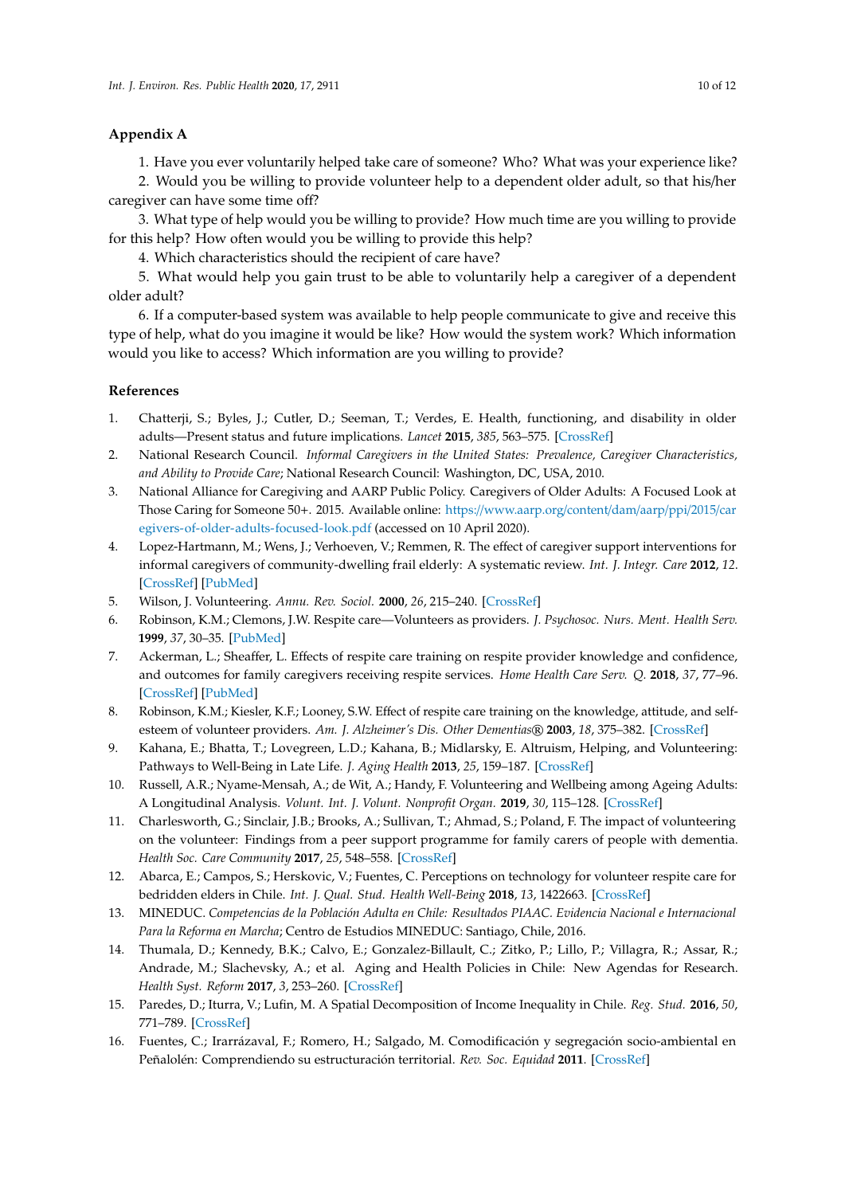## Appendix A

1. Have you ever voluntarily helped take care of someone? Who? What was your experience like?
2. Would you be willing to provide volunteer help to a dependent older adult, so that his/her caregiver can have some time off?
3. What type of help would you be willing to provide? How much time are you willing to provide for this help? How often would you be willing to provide this help?
4. Which characteristics should the recipient of care have?
5. What would help you gain trust to be able to voluntarily help a caregiver of a dependent older adult?
6. If a computer-based system was available to help people communicate to give and receive this type of help, what do you imagine it would be like? How would the system work? Which information would you like to access? Which information are you willing to provide?

## References

1. Chatterji, S.; Byles, J.; Cutler, D.; Seeman, T.; Verdes, E. Health, functioning, and disability in older adults—Present status and future implications. *Lancet* **2015**, *385*, 563–575. [CrossRef]
2. National Research Council. *Informal Caregivers in the United States: Prevalence, Caregiver Characteristics, and Ability to Provide Care*; National Research Council: Washington, DC, USA, 2010.
3. National Alliance for Caregiving and AARP Public Policy. Caregivers of Older Adults: A Focused Look at Those Caring for Someone 50+. 2015. Available online: https://www.aarp.org/content/dam/aarp/ppi/2015/caregivers-of-older-adults-focused-look.pdf (accessed on 10 April 2020).
4. Lopez-Hartmann, M.; Wens, J.; Verhoeven, V.; Remmen, R. The effect of caregiver support interventions for informal caregivers of community-dwelling frail elderly: A systematic review. *Int. J. Integr. Care* **2012**, *12*. [CrossRef] [PubMed]
5. Wilson, J. Volunteering. *Annu. Rev. Sociol.* **2000**, *26*, 215–240. [CrossRef]
6. Robinson, K.M.; Clemons, J.W. Respite care—Volunteers as providers. *J. Psychosoc. Nurs. Ment. Health Serv.* **1999**, *37*, 30–35. [PubMed]
7. Ackerman, L.; Sheaffer, L. Effects of respite care training on respite provider knowledge and confidence, and outcomes for family caregivers receiving respite services. *Home Health Care Serv. Q.* **2018**, *37*, 77–96. [CrossRef] [PubMed]
8. Robinson, K.M.; Kiesler, K.F.; Looney, S.W. Effect of respite care training on the knowledge, attitude, and self-esteem of volunteer providers. *Am. J. Alzheimer's Dis. Other Dementias®* **2003**, *18*, 375–382. [CrossRef]
9. Kahana, E.; Bhatta, T.; Lovegreen, L.D.; Kahana, B.; Midlarsky, E. Altruism, Helping, and Volunteering: Pathways to Well-Being in Late Life. *J. Aging Health* **2013**, *25*, 159–187. [CrossRef]
10. Russell, A.R.; Nyame-Mensah, A.; de Wit, A.; Handy, F. Volunteering and Wellbeing among Ageing Adults: A Longitudinal Analysis. *Volunt. Int. J. Volunt. Nonprofit Organ.* **2019**, *30*, 115–128. [CrossRef]
11. Charlesworth, G.; Sinclair, J.B.; Brooks, A.; Sullivan, T.; Ahmad, S.; Poland, F. The impact of volunteering on the volunteer: Findings from a peer support programme for family carers of people with dementia. *Health Soc. Care Community* **2017**, *25*, 548–558. [CrossRef]
12. Abarca, E.; Campos, S.; Herskovic, V.; Fuentes, C. Perceptions on technology for volunteer respite care for bedridden elders in Chile. *Int. J. Qual. Stud. Health Well-Being* **2018**, *13*, 1422663. [CrossRef]
13. MINEDUC. *Competencias de la Población Adulta en Chile: Resultados PIAAC. Evidencia Nacional e Internacional Para la Reforma en Marcha*; Centro de Estudios MINEDUC: Santiago, Chile, 2016.
14. Thumala, D.; Kennedy, B.K.; Calvo, E.; Gonzalez-Billault, C.; Zitko, P.; Lillo, P.; Villagra, R.; Assar, R.; Andrade, M.; Slachevsky, A.; et al. Aging and Health Policies in Chile: New Agendas for Research. *Health Syst. Reform* **2017**, *3*, 253–260. [CrossRef]
15. Paredes, D.; Iturra, V.; Lufin, M. A Spatial Decomposition of Income Inequality in Chile. *Reg. Stud.* **2016**, *50*, 771–789. [CrossRef]
16. Fuentes, C.; Irarrázaval, F.; Romero, H.; Salgado, M. Comodificación y segregación socio-ambiental en Peñalolén: Comprendiendo su estructuración territorial. *Rev. Soc. Equidad* **2011**. [CrossRef]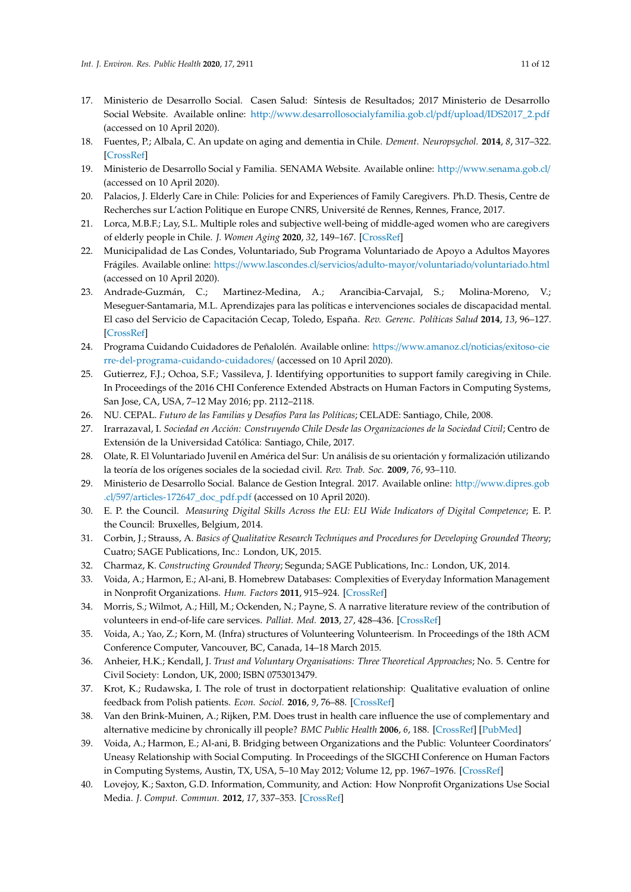17. Ministerio de Desarrollo Social. Casen Salud: Síntesis de Resultados; 2017 Ministerio de Desarrollo Social Website. Available online: http://www.desarrollosocialyfamilia.gob.cl/pdf/upload/IDS2017_2.pdf (accessed on 10 April 2020).
18. Fuentes, P.; Albala, C. An update on aging and dementia in Chile. *Dement. Neuropsychol.* **2014**, *8*, 317–322. [CrossRef]
19. Ministerio de Desarrollo Social y Familia. SENAMA Website. Available online: http://www.senama.gob.cl/ (accessed on 10 April 2020).
20. Palacios, J. Elderly Care in Chile: Policies for and Experiences of Family Caregivers. Ph.D. Thesis, Centre de Recherches sur L'action Politique en Europe CNRS, Université de Rennes, Rennes, France, 2017.
21. Lorca, M.B.F.; Lay, S.L. Multiple roles and subjective well-being of middle-aged women who are caregivers of elderly people in Chile. *J. Women Aging* **2020**, *32*, 149–167. [CrossRef]
22. Municipalidad de Las Condes, Voluntariado, Sub Programa Voluntariado de Apoyo a Adultos Mayores Frágiles. Available online: https://www.lascondes.cl/servicios/adulto-mayor/voluntariado/voluntariado.html (accessed on 10 April 2020).
23. Andrade-Guzmán, C.; Martinez-Medina, A.; Arancibia-Carvajal, S.; Molina-Moreno, V.; Meseguer-Santamaria, M.L. Aprendizajes para las políticas e intervenciones sociales de discapacidad mental. El caso del Servicio de Capacitación Cecap, Toledo, España. *Rev. Gerenc. Políticas Salud* **2014**, *13*, 96–127. [CrossRef]
24. Programa Cuidando Cuidadores de Peñalolén. Available online: https://www.amanoz.cl/noticias/exitoso-cierre-del-programa-cuidando-cuidadores/ (accessed on 10 April 2020).
25. Gutierrez, F.J.; Ochoa, S.F.; Vassileva, J. Identifying opportunities to support family caregiving in Chile. In Proceedings of the 2016 CHI Conference Extended Abstracts on Human Factors in Computing Systems, San Jose, CA, USA, 7–12 May 2016; pp. 2112–2118.
26. NU. CEPAL. *Futuro de las Familias y Desafíos Para las Políticas*; CELADE: Santiago, Chile, 2008.
27. Irarrazaval, I. *Sociedad en Acción: Construyendo Chile Desde las Organizaciones de la Sociedad Civil*; Centro de Extensión de la Universidad Católica: Santiago, Chile, 2017.
28. Olate, R. El Voluntariado Juvenil en América del Sur: Un análisis de su orientación y formalización utilizando la teoría de los orígenes sociales de la sociedad civil. *Rev. Trab. Soc.* **2009**, *76*, 93–110.
29. Ministerio de Desarrollo Social. Balance de Gestion Integral. 2017. Available online: http://www.dipres.gob.cl/597/articles-172647_doc_pdf.pdf (accessed on 10 April 2020).
30. E. P. the Council. *Measuring Digital Skills Across the EU: EU Wide Indicators of Digital Competence*; E. P. the Council: Bruxelles, Belgium, 2014.
31. Corbin, J.; Strauss, A. *Basics of Qualitative Research Techniques and Procedures for Developing Grounded Theory*; Cuatro; SAGE Publications, Inc.: London, UK, 2015.
32. Charmaz, K. *Constructing Grounded Theory*; Segunda; SAGE Publications, Inc.: London, UK, 2014.
33. Voida, A.; Harmon, E.; Al-ani, B. Homebrew Databases: Complexities of Everyday Information Management in Nonprofit Organizations. *Hum. Factors* **2011**, 915–924. [CrossRef]
34. Morris, S.; Wilmot, A.; Hill, M.; Ockenden, N.; Payne, S. A narrative literature review of the contribution of volunteers in end-of-life care services. *Palliat. Med.* **2013**, *27*, 428–436. [CrossRef]
35. Voida, A.; Yao, Z.; Korn, M. (Infra) structures of Volunteering Volunteerism. In Proceedings of the 18th ACM Conference Computer, Vancouver, BC, Canada, 14–18 March 2015.
36. Anheier, H.K.; Kendall, J. *Trust and Voluntary Organisations: Three Theoretical Approaches*; No. 5. Centre for Civil Society: London, UK, 2000; ISBN 0753013479.
37. Krot, K.; Rudawska, I. The role of trust in doctorpatient relationship: Qualitative evaluation of online feedback from Polish patients. *Econ. Sociol.* **2016**, *9*, 76–88. [CrossRef]
38. Van den Brink-Muinen, A.; Rijken, P.M. Does trust in health care influence the use of complementary and alternative medicine by chronically ill people? *BMC Public Health* **2006**, *6*, 188. [CrossRef] [PubMed]
39. Voida, A.; Harmon, E.; Al-ani, B. Bridging between Organizations and the Public: Volunteer Coordinators' Uneasy Relationship with Social Computing. In Proceedings of the SIGCHI Conference on Human Factors in Computing Systems, Austin, TX, USA, 5–10 May 2012; Volume 12, pp. 1967–1976. [CrossRef]
40. Lovejoy, K.; Saxton, G.D. Information, Community, and Action: How Nonprofit Organizations Use Social Media. *J. Comput. Commun.* **2012**, *17*, 337–353. [CrossRef]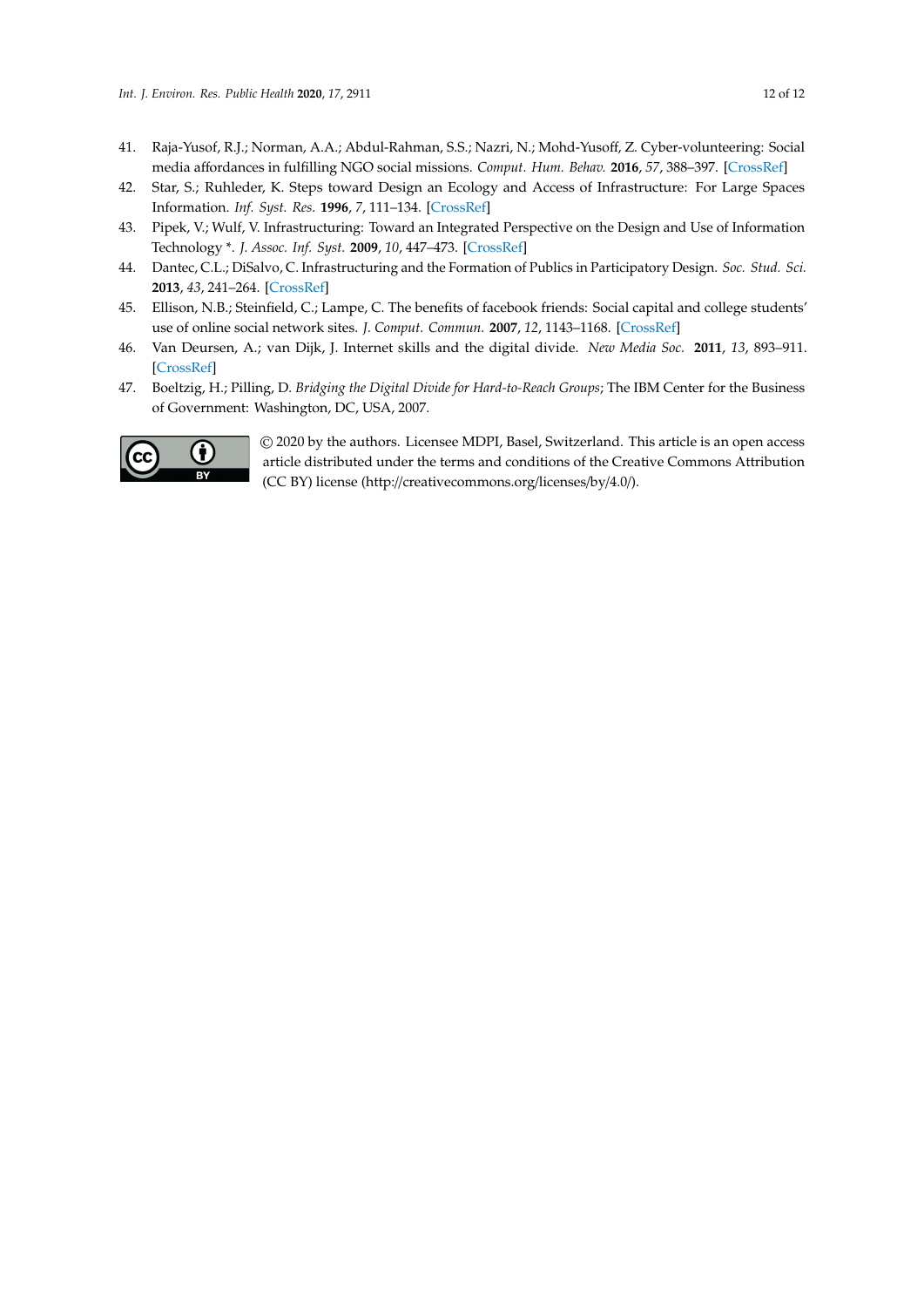41. Raja-Yusof, R.J.; Norman, A.A.; Abdul-Rahman, S.S.; Nazri, N.; Mohd-Yusoff, Z. Cyber-volunteering: Social media affordances in fulfilling NGO social missions. *Comput. Hum. Behav.* **2016**, *57*, 388–397. [CrossRef]
42. Star, S.; Ruhleder, K. Steps toward Design an Ecology and Access of Infrastructure: For Large Spaces Information. *Inf. Syst. Res.* **1996**, *7*, 111–134. [CrossRef]
43. Pipek, V.; Wulf, V. Infrastructuring: Toward an Integrated Perspective on the Design and Use of Information Technology *. *J. Assoc. Inf. Syst.* **2009**, *10*, 447–473. [CrossRef]
44. Dantec, C.L.; DiSalvo, C. Infrastructuring and the Formation of Publics in Participatory Design. *Soc. Stud. Sci.* **2013**, *43*, 241–264. [CrossRef]
45. Ellison, N.B.; Steinfield, C.; Lampe, C. The benefits of facebook friends: Social capital and college students' use of online social network sites. *J. Comput. Commun.* **2007**, *12*, 1143–1168. [CrossRef]
46. Van Deursen, A.; van Dijk, J. Internet skills and the digital divide. *New Media Soc.* **2011**, *13*, 893–911. [CrossRef]
47. Boeltzig, H.; Pilling, D. *Bridging the Digital Divide for Hard-to-Reach Groups*; The IBM Center for the Business of Government: Washington, DC, USA, 2007.

© 2020 by the authors. Licensee MDPI, Basel, Switzerland. This article is an open access article distributed under the terms and conditions of the Creative Commons Attribution (CC BY) license (http://creativecommons.org/licenses/by/4.0/).